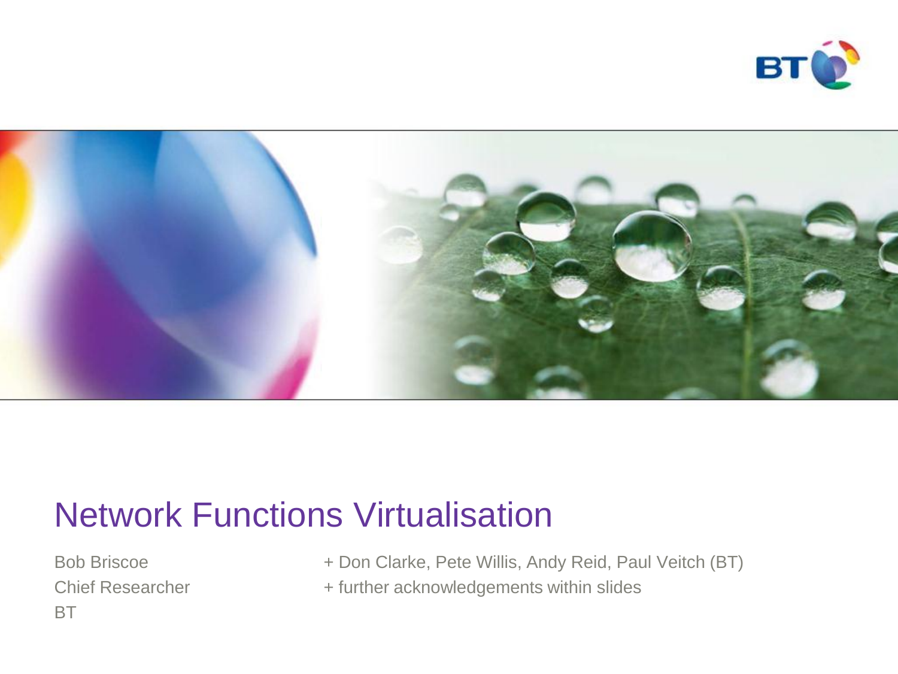# Network Functions Virtualisation

Bob Briscoe
Chief Researcher
BT

+ Don Clarke, Pete Willis, Andy Reid, Paul Veitch (BT)
+ further acknowledgements within slides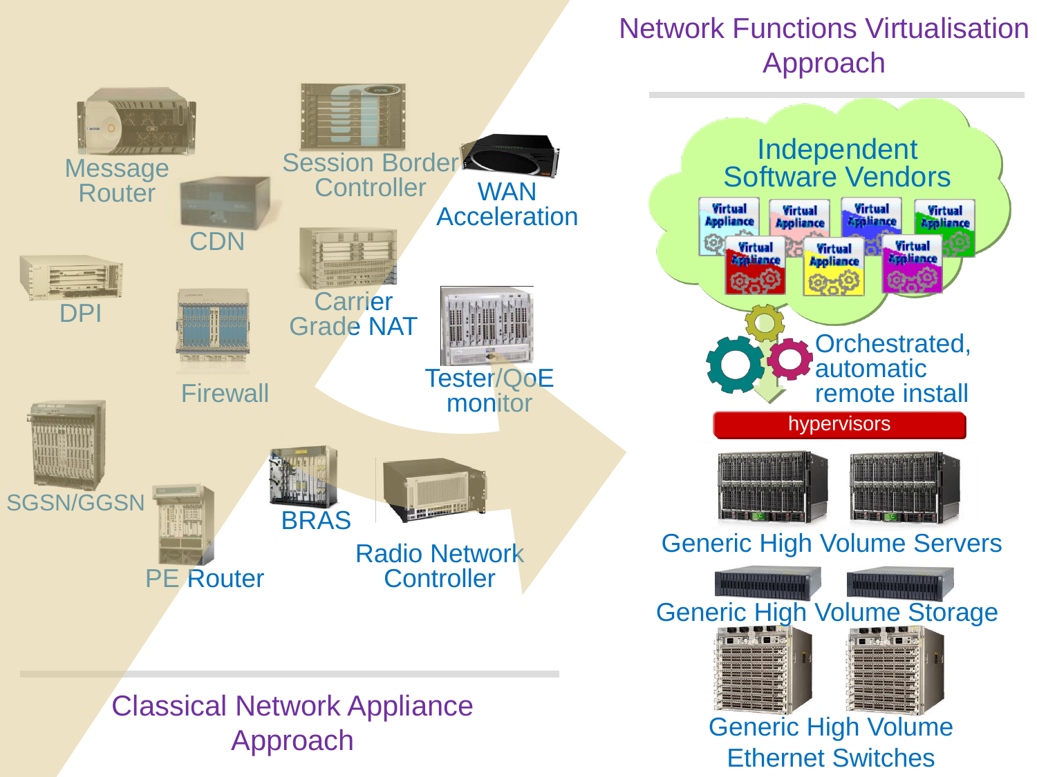## Classical Network Appliance Approach

- Message Router
- CDN
- Session Border Controller
- WAN Acceleration
- DPI
- Firewall
- Carrier Grade NAT
- Tester/QoE monitor
- SGSN/GGSN
- PE Router
- BRAS
- Radio Network Controller

## Network Functions Virtualisation Approach

- Independent Software Vendors
  - Virtual Appliance
- Orchestrated, automatic remote install
- hypervisors
- Generic High Volume Servers
- Generic High Volume Storage
- Generic High Volume Ethernet Switches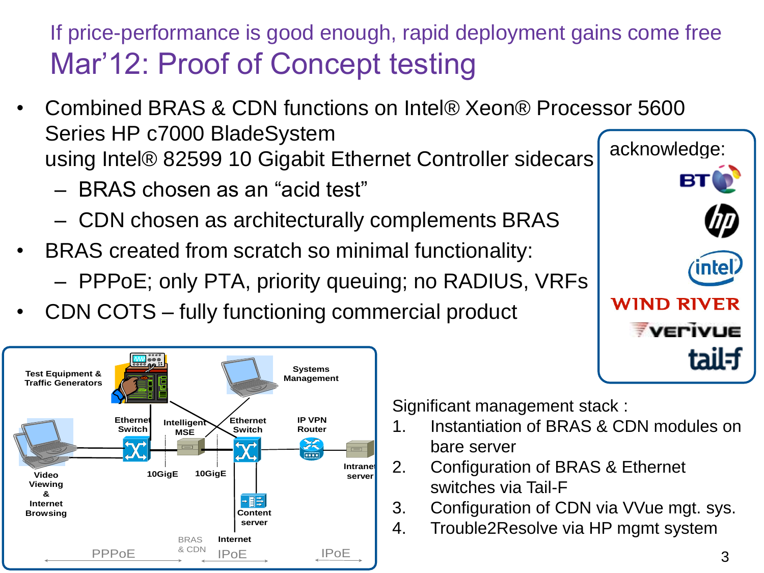If price-performance is good enough, rapid deployment gains come free

# Mar'12: Proof of Concept testing

- Combined BRAS & CDN functions on Intel® Xeon® Processor 5600 Series HP c7000 BladeSystem using Intel® 82599 10 Gigabit Ethernet Controller sidecars
  - BRAS chosen as an "acid test"
  - CDN chosen as architecturally complements BRAS
- BRAS created from scratch so minimal functionality:
  - PPPoE; only PTA, priority queuing; no RADIUS, VRFs
- CDN COTS – fully functioning commercial product

acknowledge: BT, HP, Intel, Wind River, Verivue, tail-f

Test Equipment & Traffic Generators

Systems Management

Ethernet Switch

Intelligent MSE

Ethernet Switch

IP VPN Router

Intranet server

Video Viewing & Internet Browsing

10GigE

10GigE

Content server

BRAS & CDN

Internet

PPPoE

IPoE

IPoE

Significant management stack :

1. Instantiation of BRAS & CDN modules on bare server
2. Configuration of BRAS & Ethernet switches via Tail-F
3. Configuration of CDN via VVue mgt. sys.
4. Trouble2Resolve via HP mgmt system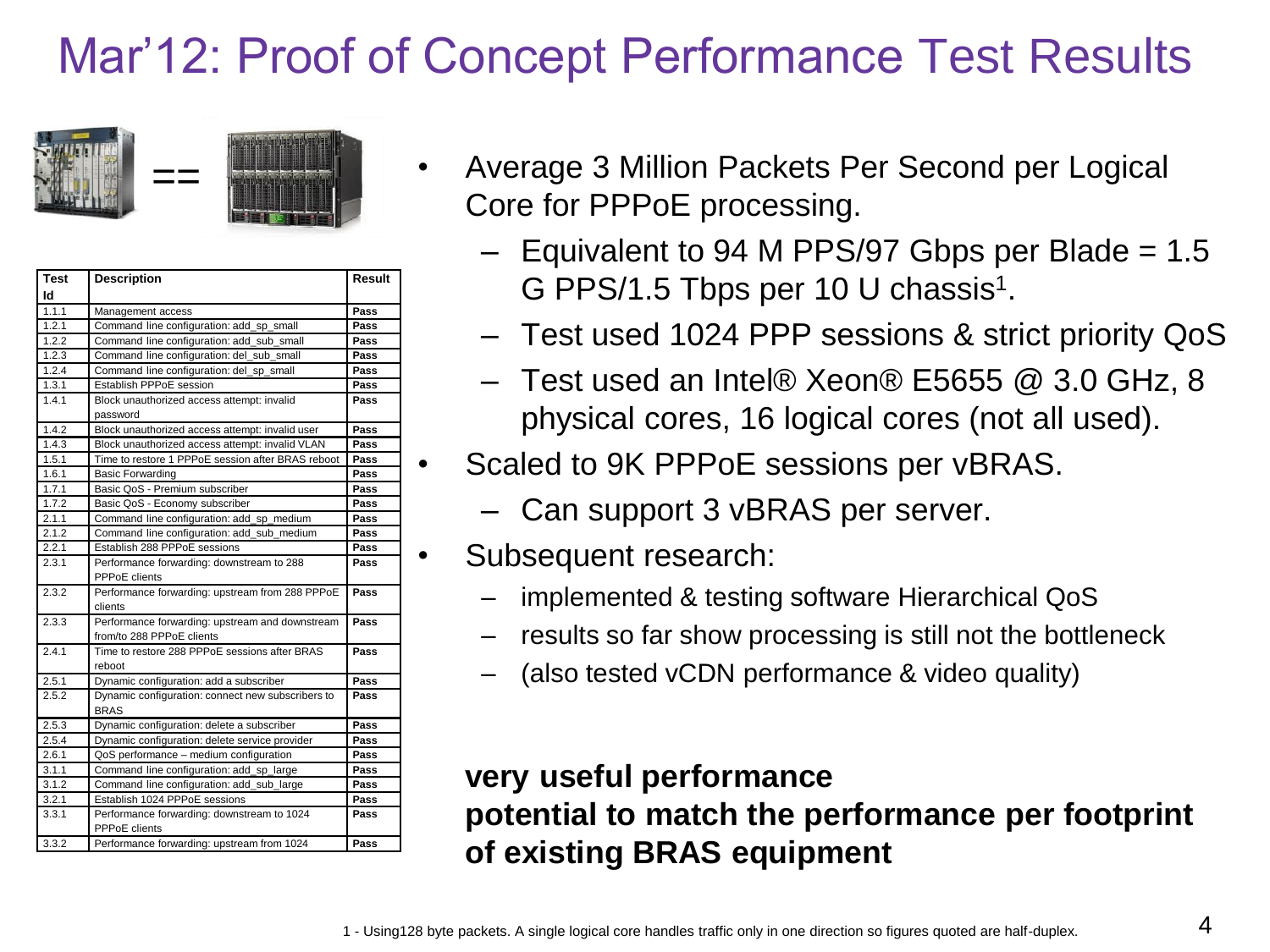# Mar'12: Proof of Concept Performance Test Results

==

| Test Id | Description | Result |
|---|---|---|
| 1.1.1 | Management access | Pass |
| 1.2.1 | Command line configuration: add_sp_small | Pass |
| 1.2.2 | Command line configuration: add_sub_small | Pass |
| 1.2.3 | Command line configuration: del_sub_small | Pass |
| 1.2.4 | Command line configuration: del_sp_small | Pass |
| 1.3.1 | Establish PPPoE session | Pass |
| 1.4.1 | Block unauthorized access attempt: invalid password | Pass |
| 1.4.2 | Block unauthorized access attempt: invalid user | Pass |
| 1.4.3 | Block unauthorized access attempt: invalid VLAN | Pass |
| 1.5.1 | Time to restore 1 PPPoE session after BRAS reboot | Pass |
| 1.6.1 | Basic Forwarding | Pass |
| 1.7.1 | Basic QoS - Premium subscriber | Pass |
| 1.7.2 | Basic QoS - Economy subscriber | Pass |
| 2.1.1 | Command line configuration: add_sp_medium | Pass |
| 2.1.2 | Command line configuration: add_sub_medium | Pass |
| 2.2.1 | Establish 288 PPPoE sessions | Pass |
| 2.3.1 | Performance forwarding: downstream to 288 PPPoE clients | Pass |
| 2.3.2 | Performance forwarding: upstream from 288 PPPoE clients | Pass |
| 2.3.3 | Performance forwarding: upstream and downstream from/to 288 PPPoE clients | Pass |
| 2.4.1 | Time to restore 288 PPPoE sessions after BRAS reboot | Pass |
| 2.5.1 | Dynamic configuration: add a subscriber | Pass |
| 2.5.2 | Dynamic configuration: connect new subscribers to BRAS | Pass |
| 2.5.3 | Dynamic configuration: delete a subscriber | Pass |
| 2.5.4 | Dynamic configuration: delete service provider | Pass |
| 2.6.1 | QoS performance – medium configuration | Pass |
| 3.1.1 | Command line configuration: add_sp_large | Pass |
| 3.1.2 | Command line configuration: add_sub_large | Pass |
| 3.2.1 | Establish 1024 PPPoE sessions | Pass |
| 3.3.1 | Performance forwarding: downstream to 1024 PPPoE clients | Pass |
| 3.3.2 | Performance forwarding: upstream from 1024 | Pass |

- Average 3 Million Packets Per Second per Logical Core for PPPoE processing.
  - Equivalent to 94 M PPS/97 Gbps per Blade = 1.5 G PPS/1.5 Tbps per 10 U chassis[1].
  - Test used 1024 PPP sessions & strict priority QoS
  - Test used an Intel® Xeon® E5655 @ 3.0 GHz, 8 physical cores, 16 logical cores (not all used).
- Scaled to 9K PPPoE sessions per vBRAS.
  - Can support 3 vBRAS per server.
- Subsequent research:
  - implemented & testing software Hierarchical QoS
  - results so far show processing is still not the bottleneck
  - (also tested vCDN performance & video quality)

**very useful performance**
**potential to match the performance per footprint of existing BRAS equipment**

1 - Using128 byte packets. A single logical core handles traffic only in one direction so figures quoted are half-duplex.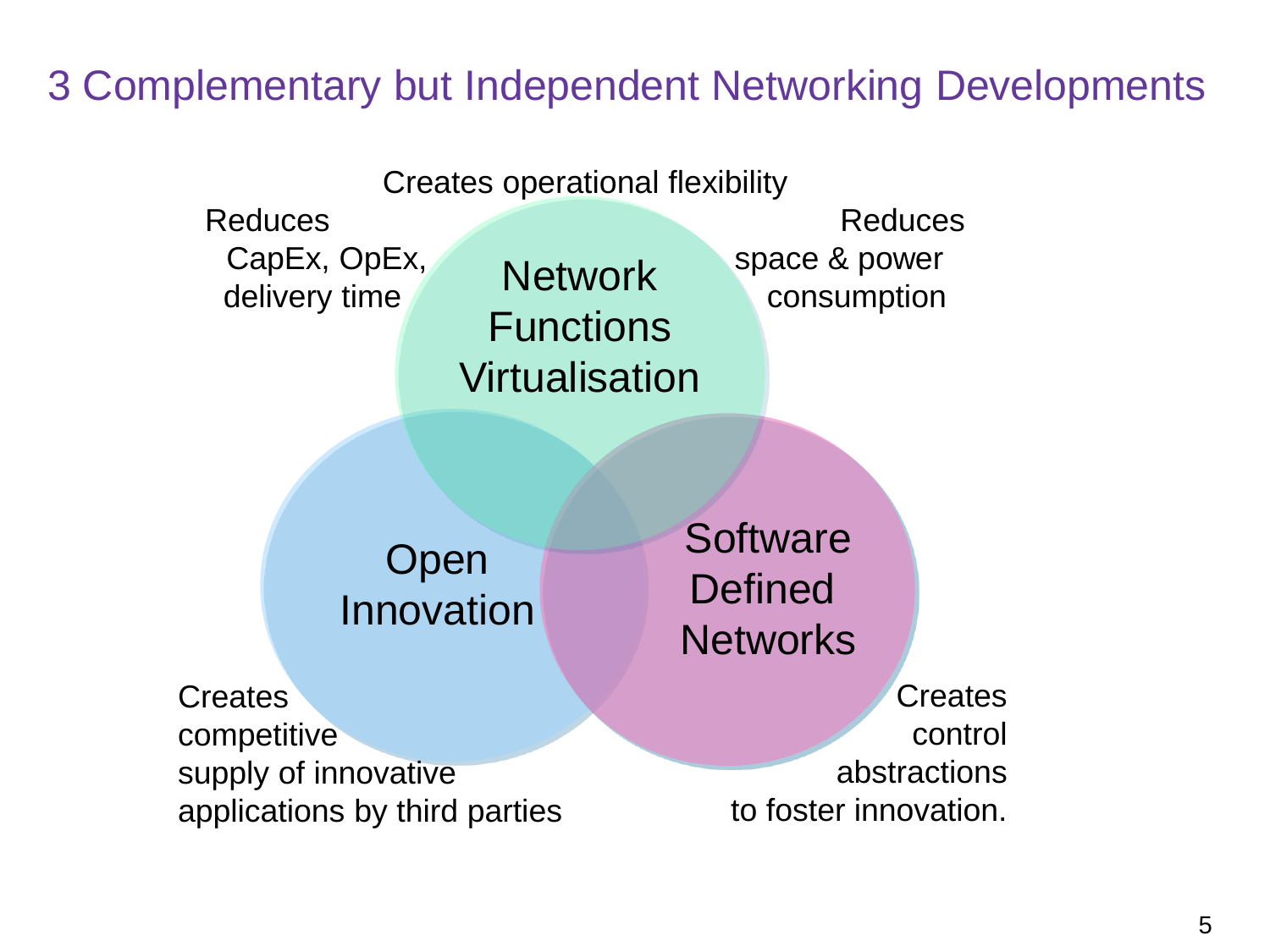# 3 Complementary but Independent Networking Developments

Creates operational flexibility

Reduces CapEx, OpEx, delivery time

Reduces space & power consumption

Network Functions Virtualisation

Open Innovation

Software Defined Networks

Creates competitive supply of innovative applications by third parties

Creates control abstractions to foster innovation.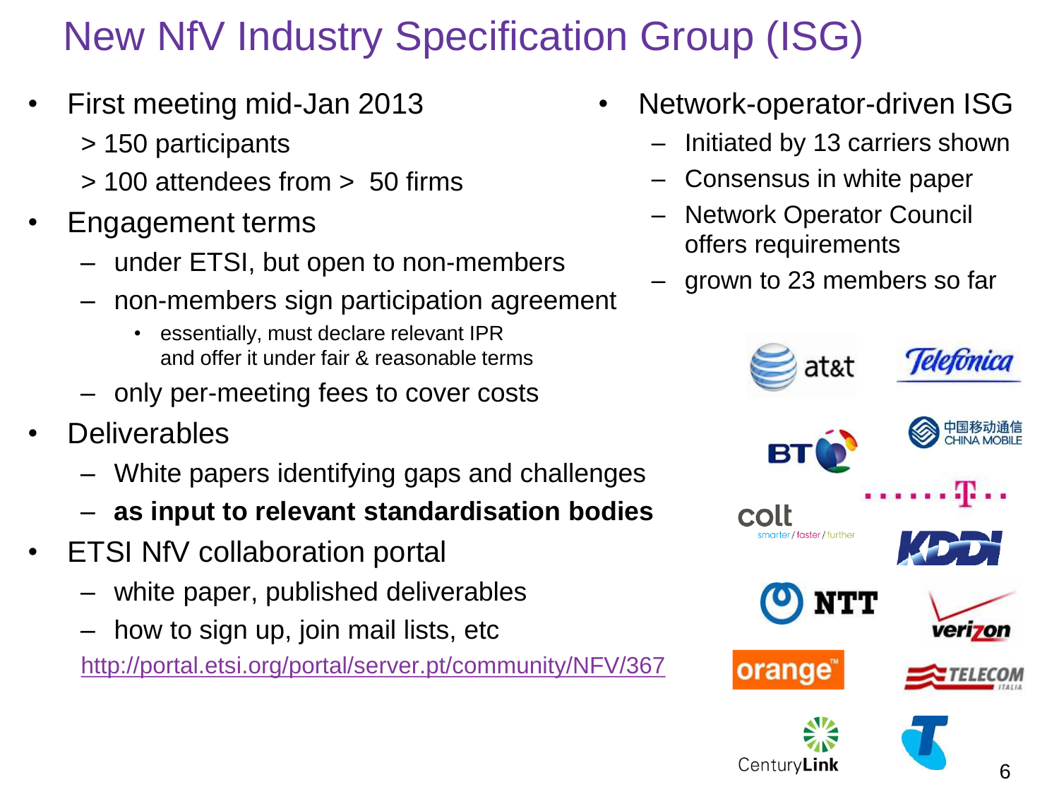# New NfV Industry Specification Group (ISG)

- First meeting mid-Jan 2013
  - > 150 participants
  - > 100 attendees from > 50 firms
- Engagement terms
  - under ETSI, but open to non-members
  - non-members sign participation agreement
    - essentially, must declare relevant IPR and offer it under fair & reasonable terms
  - only per-meeting fees to cover costs
- Deliverables
  - White papers identifying gaps and challenges
  - **as input to relevant standardisation bodies**
- ETSI NfV collaboration portal
  - white paper, published deliverables
  - how to sign up, join mail lists, etc

  http://portal.etsi.org/portal/server.pt/community/NFV/367

- Network-operator-driven ISG
  - Initiated by 13 carriers shown
  - Consensus in white paper
  - Network Operator Council offers requirements
  - grown to 23 members so far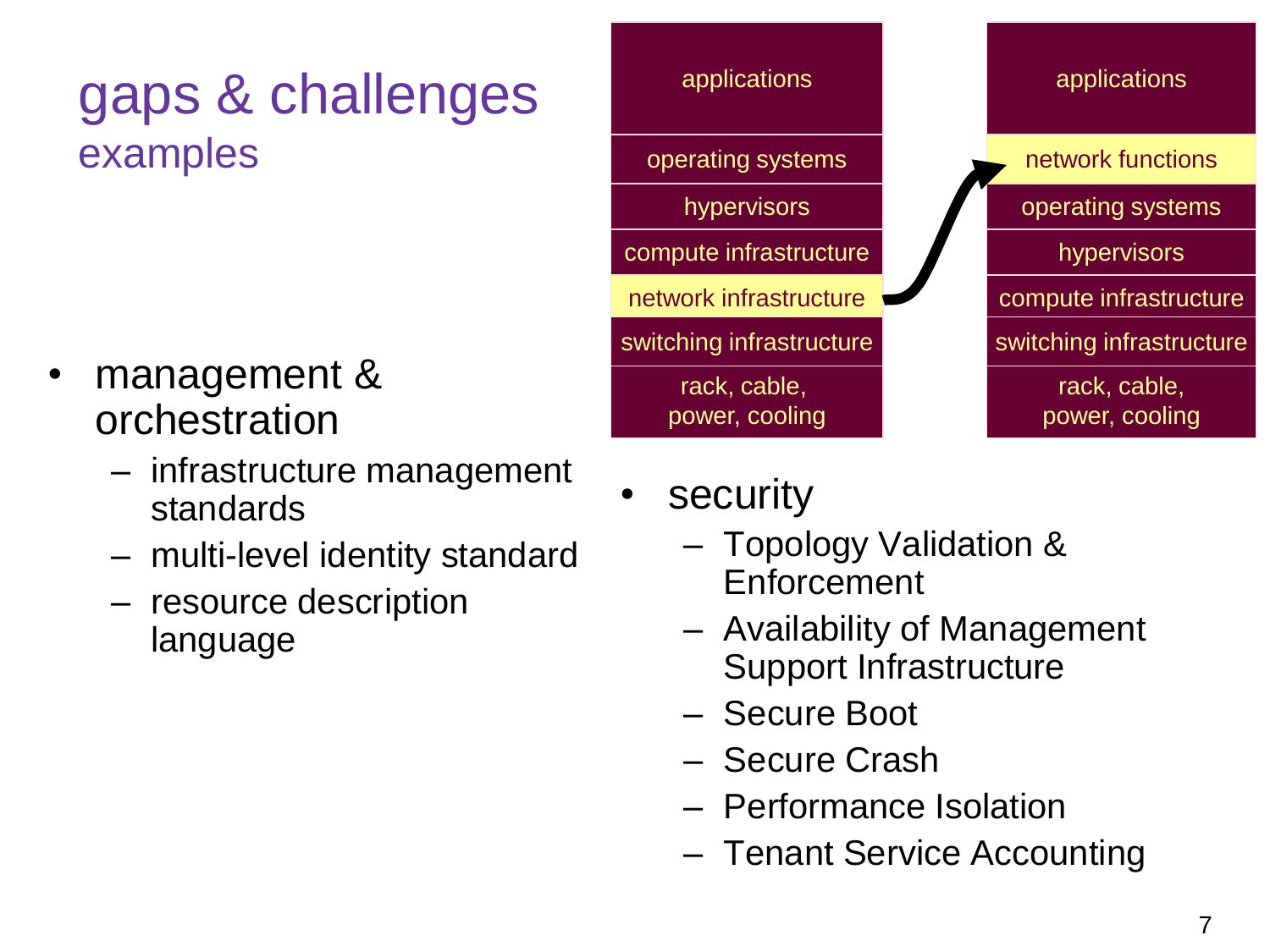# gaps & challenges

## examples

| applications |
| --- |
| operating systems |
| hypervisors |
| compute infrastructure |
| network infrastructure |
| switching infrastructure |
| rack, cable, power, cooling |

| applications |
| --- |
| network functions |
| operating systems |
| hypervisors |
| compute infrastructure |
| switching infrastructure |
| rack, cable, power, cooling |

- management & orchestration
  - infrastructure management standards
  - multi-level identity standard
  - resource description language
- security
  - Topology Validation & Enforcement
  - Availability of Management Support Infrastructure
  - Secure Boot
  - Secure Crash
  - Performance Isolation
  - Tenant Service Accounting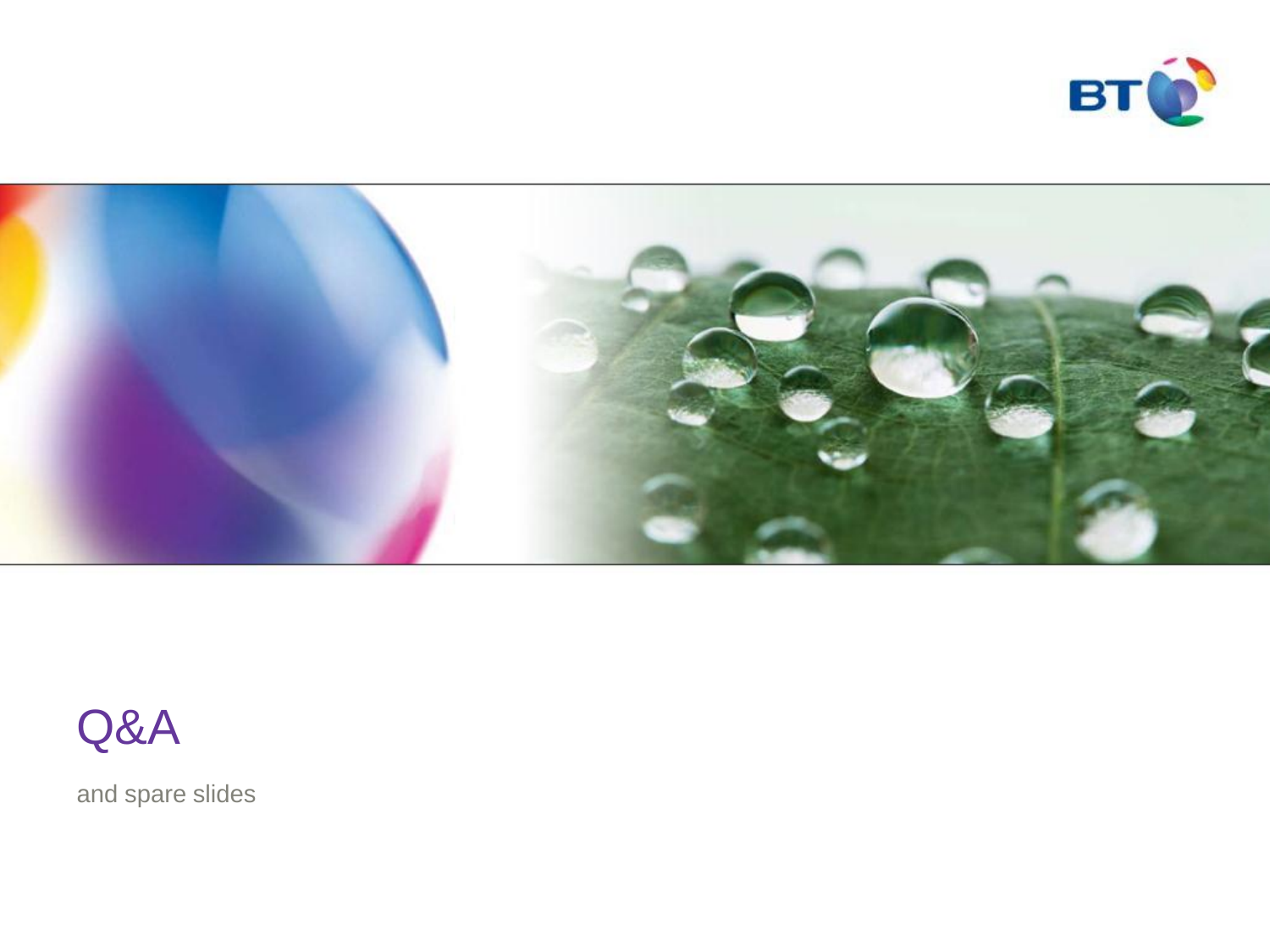# Q&A

and spare slides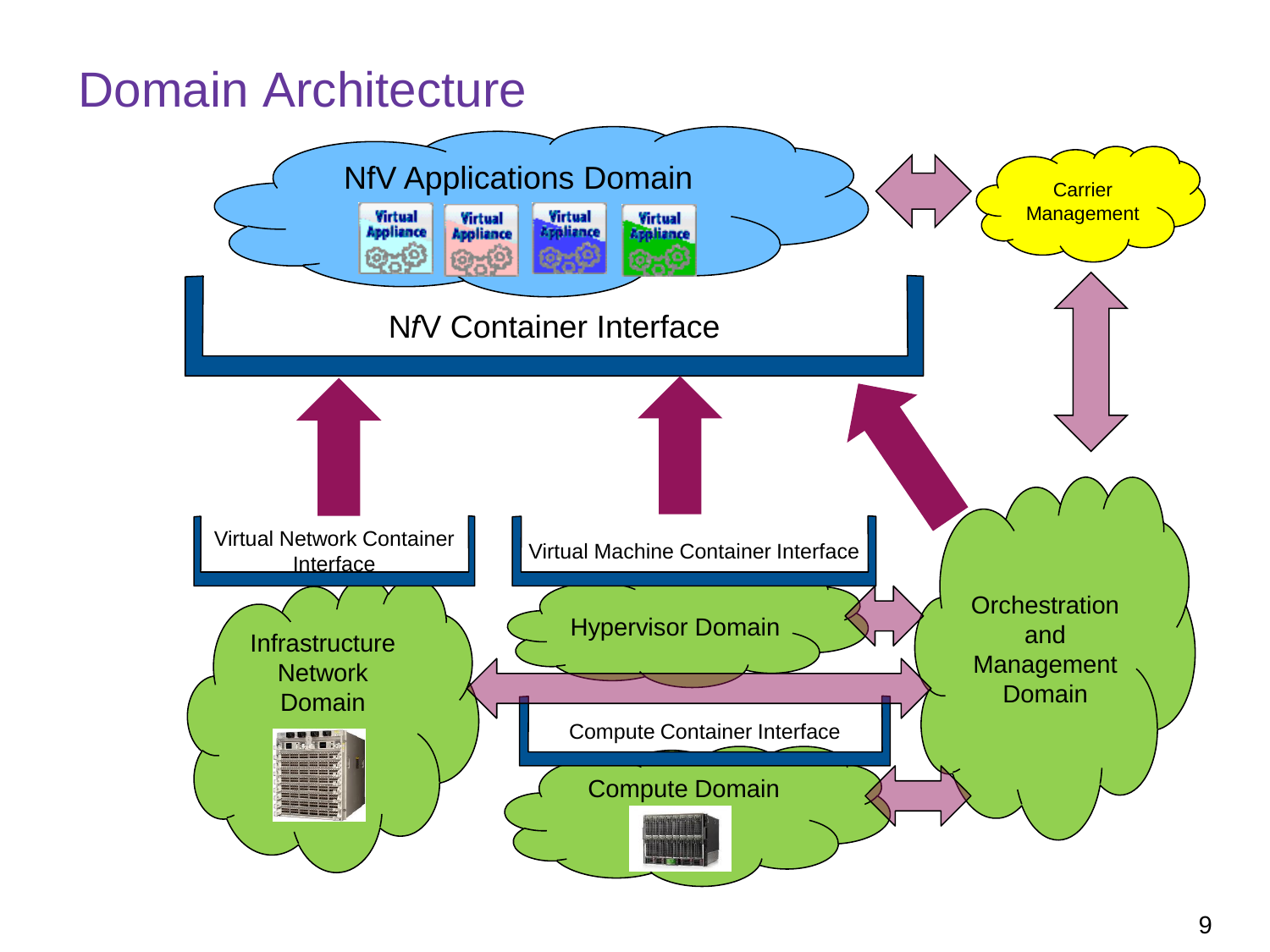# Domain Architecture

NfV Applications Domain

Virtual Appliance | Virtual Appliance | Virtual Appliance | Virtual Appliance

Carrier Management

N*f*V Container Interface

Virtual Network Container Interface

Virtual Machine Container Interface

Infrastructure Network Domain

Hypervisor Domain

Orchestration and Management Domain

Compute Container Interface

Compute Domain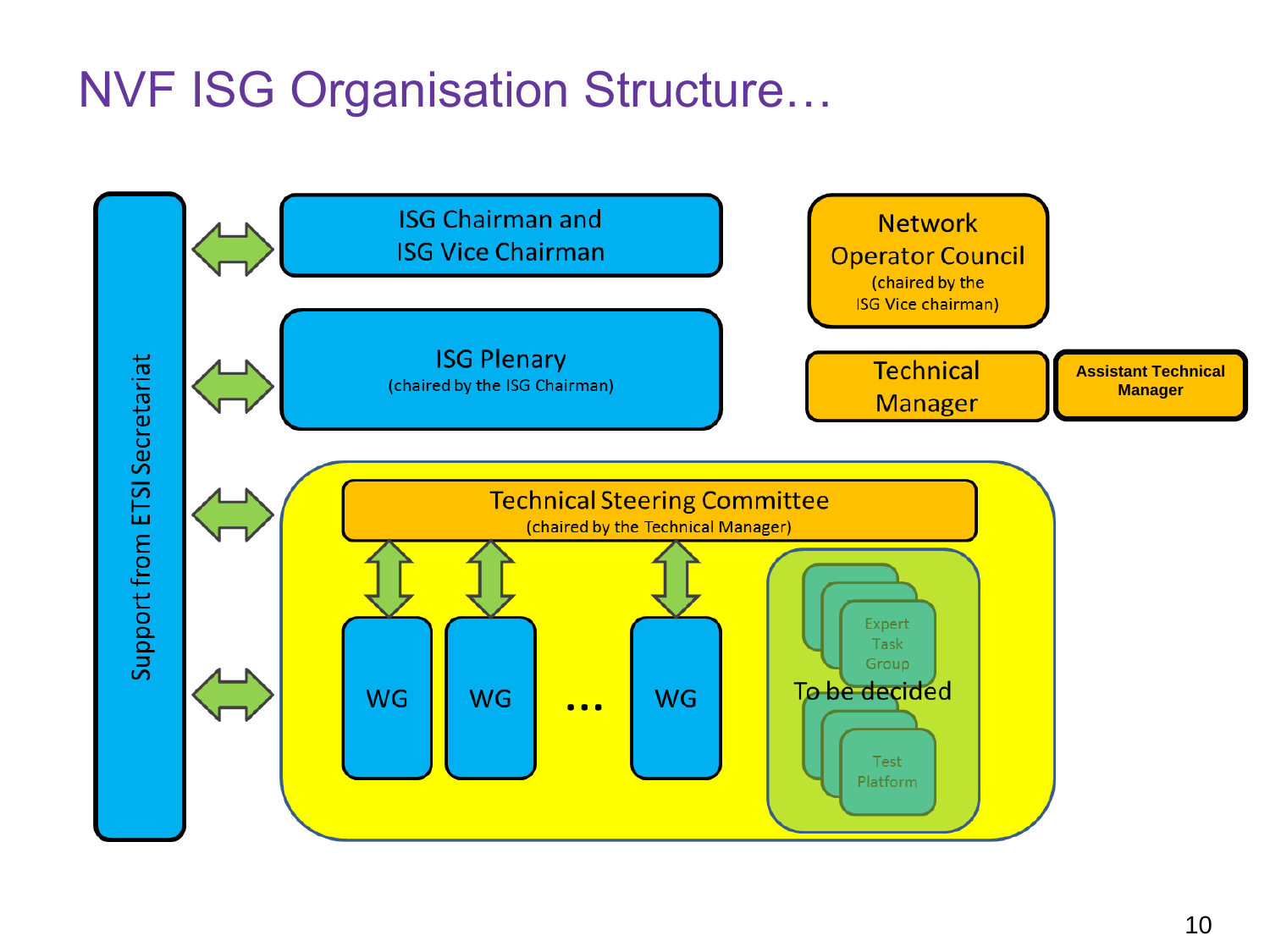# NVF ISG Organisation Structure…

Support from ETSI Secretariat

ISG Chairman and ISG Vice Chairman

ISG Plenary (chaired by the ISG Chairman)

Network Operator Council (chaired by the ISG Vice chairman)

Technical Manager

Assistant Technical Manager

Technical Steering Committee (chaired by the Technical Manager)

WG

WG

…

WG

Expert Task Group

To be decided

Test Platform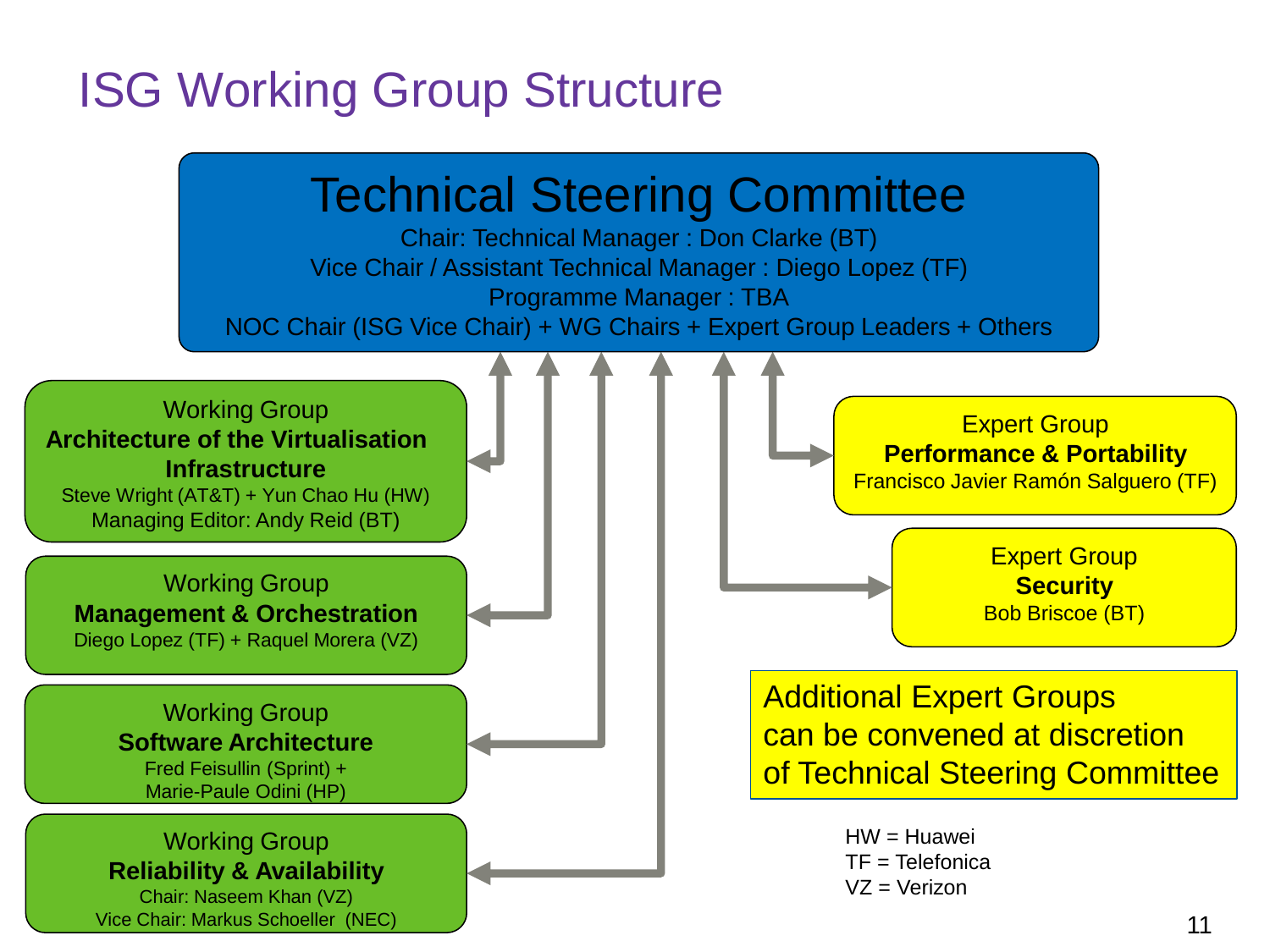# ISG Working Group Structure

## Technical Steering Committee

Chair: Technical Manager : Don Clarke (BT)
Vice Chair / Assistant Technical Manager : Diego Lopez (TF)
Programme Manager : TBA
NOC Chair (ISG Vice Chair) + WG Chairs + Expert Group Leaders + Others

### Working Group
**Architecture of the Virtualisation Infrastructure**
Steve Wright (AT&T) + Yun Chao Hu (HW)
Managing Editor: Andy Reid (BT)

### Working Group
**Management & Orchestration**
Diego Lopez (TF) + Raquel Morera (VZ)

### Working Group
**Software Architecture**
Fred Feisullin (Sprint) +
Marie-Paule Odini (HP)

### Working Group
**Reliability & Availability**
Chair: Naseem Khan (VZ)
Vice Chair: Markus Schoeller (NEC)

### Expert Group
**Performance & Portability**
Francisco Javier Ramón Salguero (TF)

### Expert Group
**Security**
Bob Briscoe (BT)

Additional Expert Groups can be convened at discretion of Technical Steering Committee

HW = Huawei
TF = Telefonica
VZ = Verizon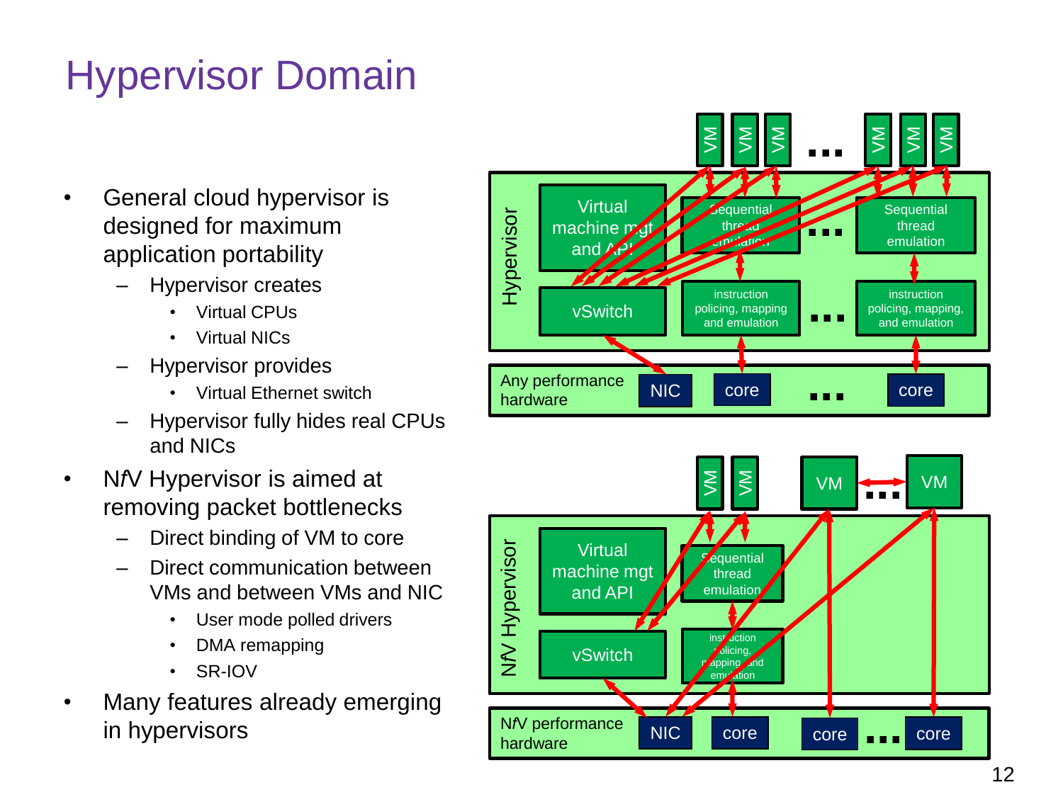# Hypervisor Domain

- General cloud hypervisor is designed for maximum application portability
  - Hypervisor creates
    - Virtual CPUs
    - Virtual NICs
  - Hypervisor provides
    - Virtual Ethernet switch
  - Hypervisor fully hides real CPUs and NICs
- NfV Hypervisor is aimed at removing packet bottlenecks
  - Direct binding of VM to core
  - Direct communication between VMs and between VMs and NIC
    - User mode polled drivers
    - DMA remapping
    - SR-IOV
- Many features already emerging in hypervisors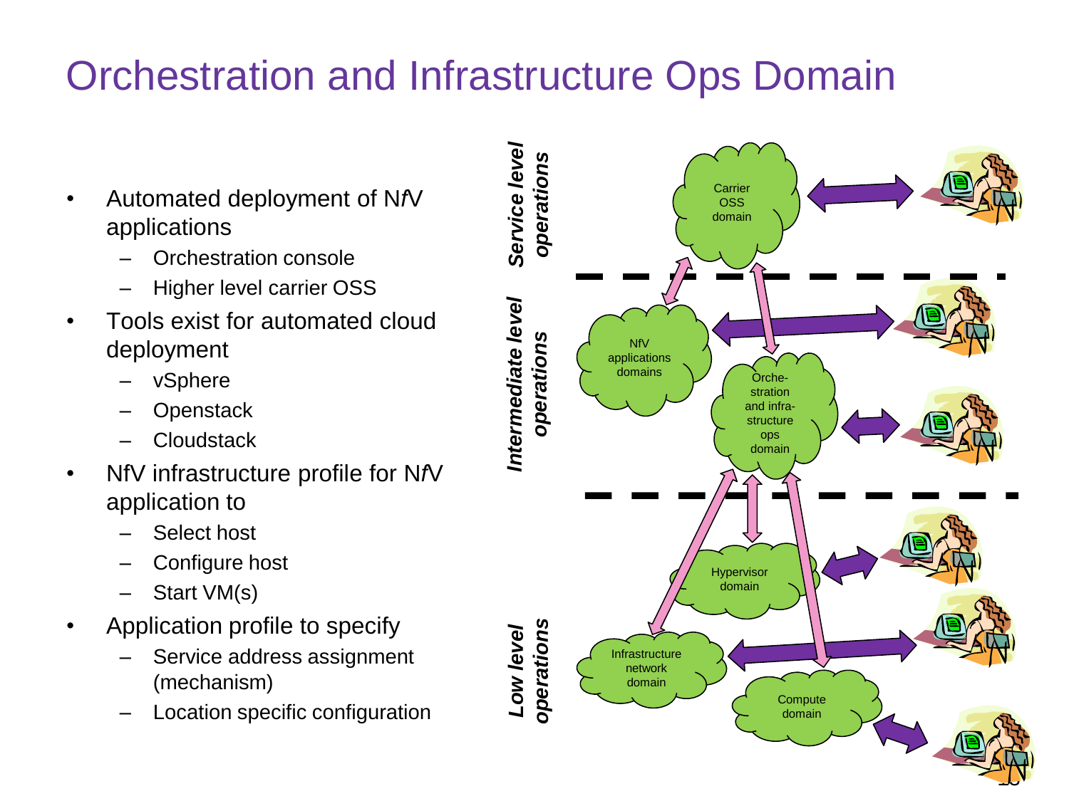# Orchestration and Infrastructure Ops Domain

- Automated deployment of NfV applications
  - Orchestration console
  - Higher level carrier OSS
- Tools exist for automated cloud deployment
  - vSphere
  - Openstack
  - Cloudstack
- NfV infrastructure profile for NfV application to
  - Select host
  - Configure host
  - Start VM(s)
- Application profile to specify
  - Service address assignment (mechanism)
  - Location specific configuration

*Service level operations*

Carrier OSS domain

*Intermediate level operations*

NfV applications domains

Orchestration and infrastructure ops domain

*Low level operations*

Hypervisor domain

Infrastructure network domain

Compute domain